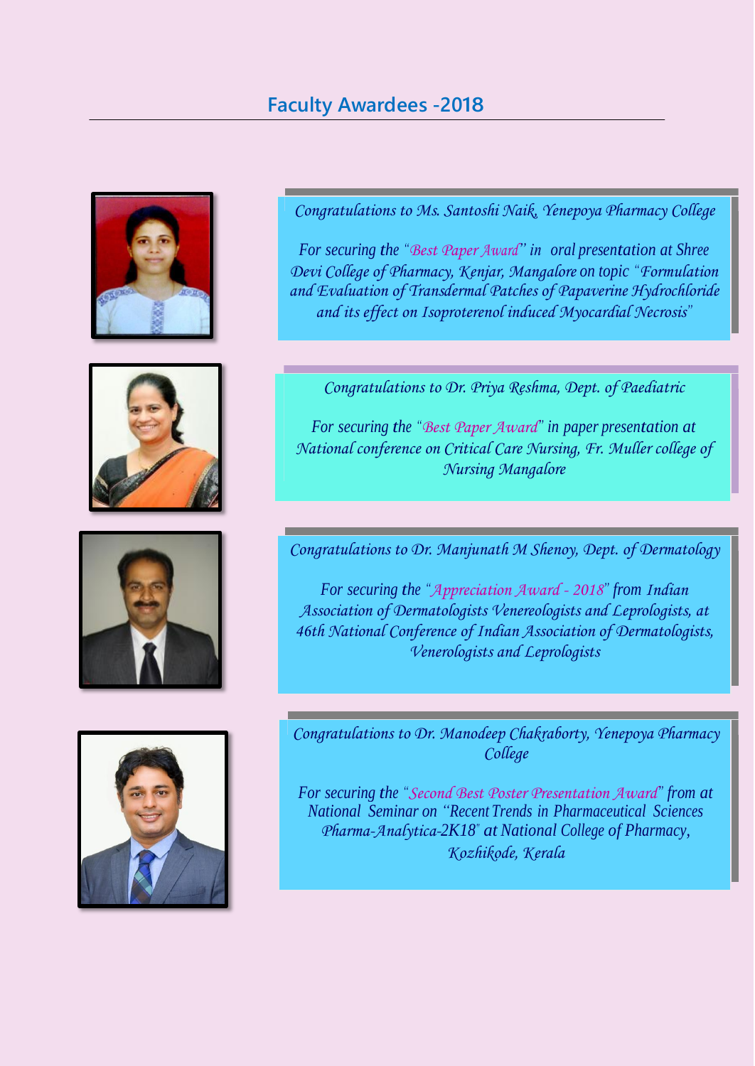## Faculty Awardees -2018

*Congratulations to Ms. Santoshi Naik, Yenepoya Pharmacy College*

*For securing the "Best Paper Award" in oral presentation at Shree Devi College of Pharmacy, Kenjar, Mangalore on topic "Formulation and Evaluation of Transdermal Patches of Papaverine Hydrochloride and its effect on Isoproterenol induced Myocardial Necrosis"*

*Congratulations to Dr. Priya Reshma, Dept. of Paediatric*

*For securing the "Best Paper Award" in paper presentation at National conference on Critical Care Nursing, Fr. Muller college of Nursing Mangalore*

*Congratulations to Dr. Manjunath M Shenoy, Dept. of Dermatology*

*For securing the "Appreciation Award - 2018" from Indian Association of Dermatologists Venereologists and Leprologists, at 46th National Conference of Indian Association of Dermatologists, Venerologists and Leprologists*

*Congratulations to Dr. Manodeep Chakraborty, Yenepoya Pharmacy College*

*For securing the "Second Best Poster Presentation Award" from at National Seminar on "Recent Trends in Pharmaceutical Sciences Pharma-Analytica-2K18" at National College of Pharmacy, Kozhikode, Kerala*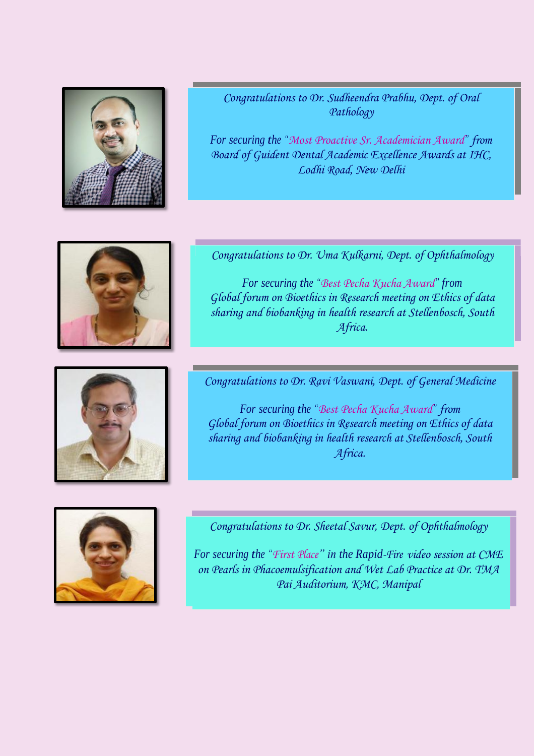*Congratulations to Dr. Sudheendra Prabhu, Dept. of Oral Pathology*

*For securing the "Most Proactive Sr. Academician Award" from Board of Guident Dental Academic Excellence Awards at IHC, Lodhi Road, New Delhi*

*Congratulations to Dr. Uma Kulkarni, Dept. of Ophthalmology*

*For securing the "Best Pecha Kucha Award" from Global forum on Bioethics in Research meeting on Ethics of data sharing and biobanking in health research at Stellenbosch, South Africa.*

*Congratulations to Dr. Ravi Vaswani, Dept. of General Medicine*

*For securing the "Best Pecha Kucha Award" from Global forum on Bioethics in Research meeting on Ethics of data sharing and biobanking in health research at Stellenbosch, South Africa.*

*Congratulations to Dr. Sheetal Savur, Dept. of Ophthalmology*

*For securing the "First Place" in the Rapid-Fire video session at CME on Pearls in Phacoemulsification and Wet Lab Practice at Dr. TMA Pai Auditorium, KMC, Manipal*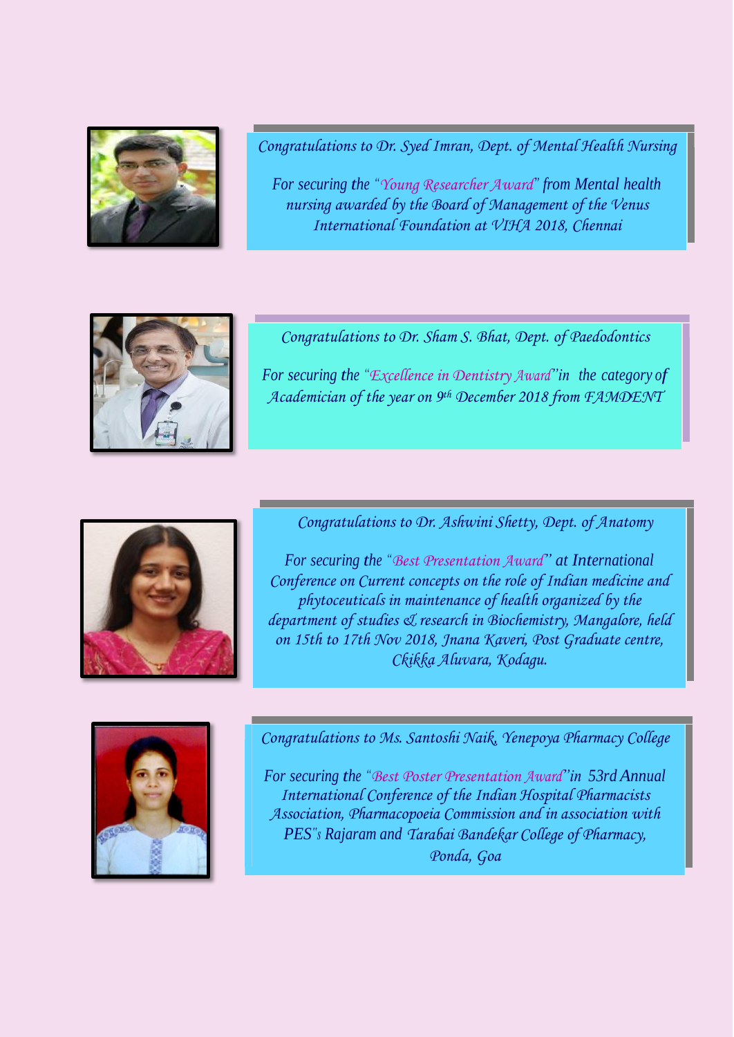*Congratulations to Dr. Syed Imran, Dept. of Mental Health Nursing*

*For securing the "Young Researcher Award" from Mental health nursing awarded by the Board of Management of the Venus International Foundation at VIHA 2018, Chennai*

*Congratulations to Dr. Sham S. Bhat, Dept. of Paedodontics*

*For securing the "Excellence in Dentistry Award" in the category of Academician of the year on 9th December 2018 from FAMDENT*

*Congratulations to Dr. Ashwini Shetty, Dept. of Anatomy*

*For securing the "Best Presentation Award" at International Conference on Current concepts on the role of Indian medicine and phytoceuticals in maintenance of health organized by the department of studies & research in Biochemistry, Mangalore, held on 15th to 17th Nov 2018, Jnana Kaveri, Post Graduate centre, Ckikka Aluvara, Kodagu.*

*Congratulations to Ms. Santoshi Naik, Yenepoya Pharmacy College*

*For securing the "Best Poster Presentation Award" in 53rd Annual International Conference of the Indian Hospital Pharmacists Association, Pharmacopoeia Commission and in association with PES"s Rajaram and Tarabai Bandekar College of Pharmacy, Ponda, Goa*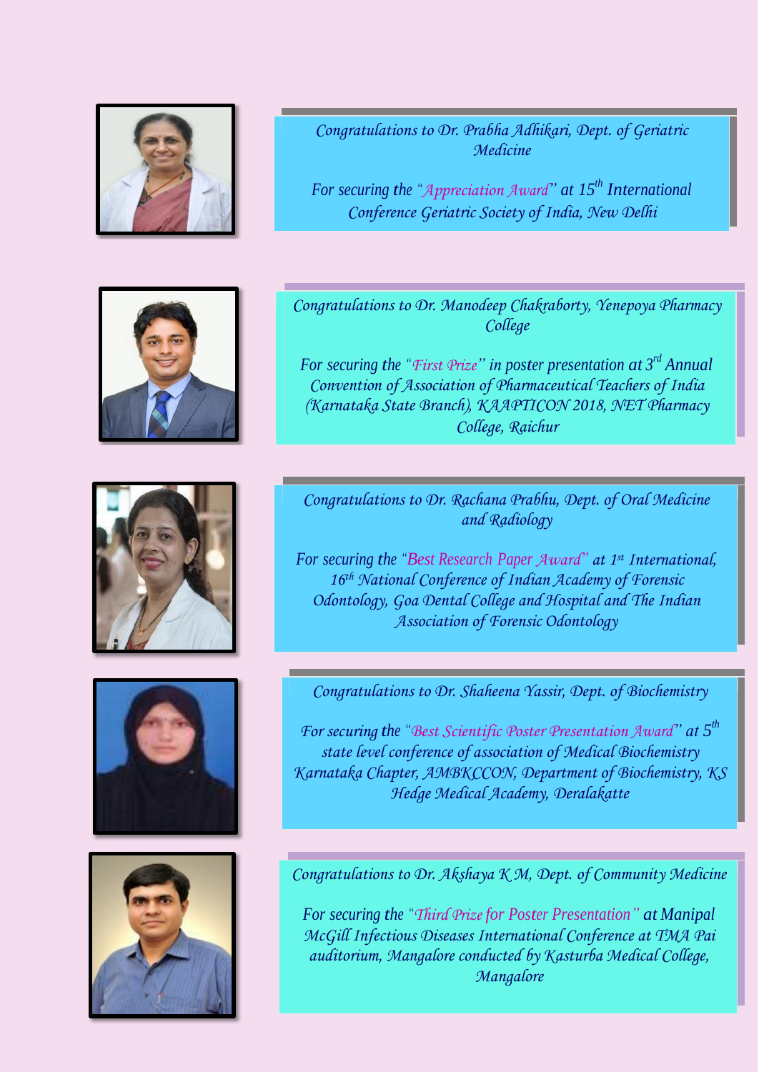Congratulations to Dr. Prabha Adhikari, Dept. of Geriatric Medicine

For securing the "Appreciation Award" at 15th International Conference Geriatric Society of India, New Delhi

Congratulations to Dr. Manodeep Chakraborty, Yenepoya Pharmacy College

For securing the "First Prize" in poster presentation at 3rd Annual Convention of Association of Pharmaceutical Teachers of India (Karnataka State Branch), KAAPTICON 2018, NET Pharmacy College, Raichur

Congratulations to Dr. Rachana Prabhu, Dept. of Oral Medicine and Radiology

For securing the "Best Research Paper Award" at 1st International, 16th National Conference of Indian Academy of Forensic Odontology, Goa Dental College and Hospital and The Indian Association of Forensic Odontology

Congratulations to Dr. Shaheena Yassir, Dept. of Biochemistry

For securing the "Best Scientific Poster Presentation Award" at 5th state level conference of association of Medical Biochemistry Karnataka Chapter, AMBKCCON, Department of Biochemistry, KS Hedge Medical Academy, Deralakatte

Congratulations to Dr. Akshaya K M, Dept. of Community Medicine

For securing the "Third Prize for Poster Presentation" at Manipal McGill Infectious Diseases International Conference at TMA Pai auditorium, Mangalore conducted by Kasturba Medical College, Mangalore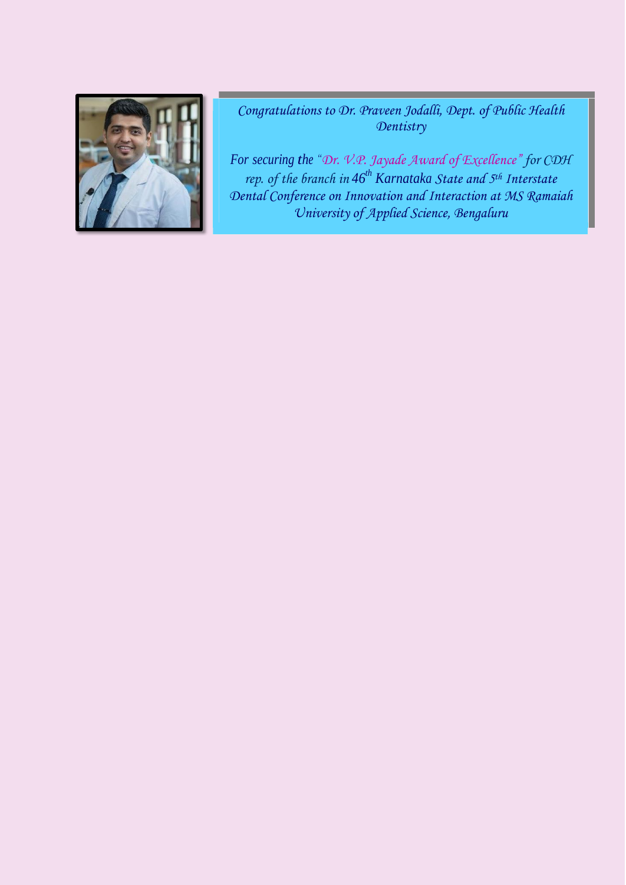*Congratulations to Dr. Praveen Jodalli, Dept. of Public Health Dentistry*

*For securing the "Dr. V.P. Jayade Award of Excellence" for CDH rep. of the branch in 46th Karnataka State and 5th Interstate Dental Conference on Innovation and Interaction at MS Ramaiah University of Applied Science, Bengaluru*